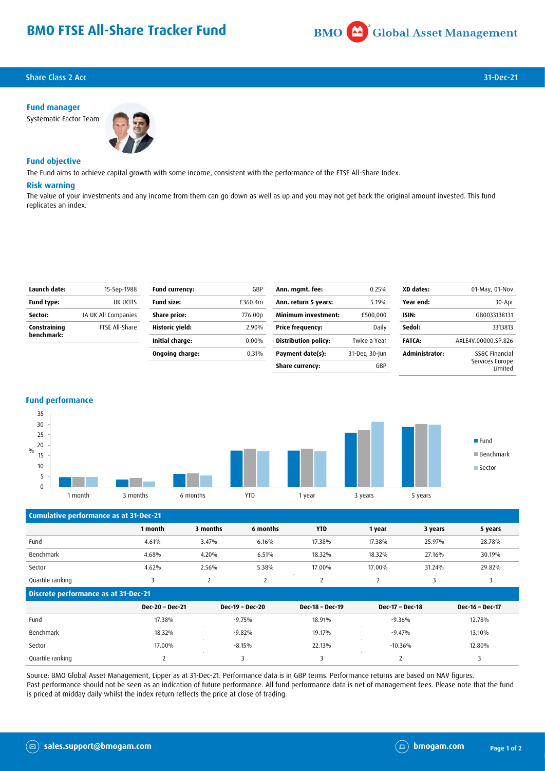# BMO FTSE All-Share Tracker Fund

BMO Global Asset Management

Share Class 2 Acc — 31-Dec-21

### Fund manager

Systematic Factor Team

### Fund objective

The Fund aims to achieve capital growth with some income, consistent with the performance of the FTSE All-Share Index.

### Risk warning

The value of your investments and any income from them can go down as well as up and you may not get back the original amount invested. This fund replicates an index.

| | |
|---|---|
| **Launch date:** | 15-Sep-1988 |
| **Fund type:** | UK UCITS |
| **Sector:** | IA UK All Companies |
| **Constraining benchmark:** | FTSE All-Share |

| | |
|---|---|
| **Fund currency:** | GBP |
| **Fund size:** | £360.4m |
| **Share price:** | 776.00p |
| **Historic yield:** | 2.90% |
| **Initial charge:** | 0.00% |
| **Ongoing charge:** | 0.31% |

| | |
|---|---|
| **Ann. mgmt. fee:** | 0.25% |
| **Ann. return 5 years:** | 5.19% |
| **Minimum investment:** | £500,000 |
| **Price frequency:** | Daily |
| **Distribution policy:** | Twice a Year |
| **Payment date(s):** | 31-Dec, 30-Jun |
| **Share currency:** | GBP |

| | |
|---|---|
| **XD dates:** | 01-May, 01-Nov |
| **Year end:** | 30-Apr |
| **ISIN:** | GB0033138131 |
| **Sedol:** | 3313813 |
| **FATCA:** | AXLE4V.00000.SP.826 |
| **Administrator:** | SS&C Financial Services Europe Limited |

### Fund performance

| Cumulative performance as at 31-Dec-21 | 1 month | 3 months | 6 months | YTD | 1 year | 3 years | 5 years |
|---|---|---|---|---|---|---|---|
| Fund | 4.61% | 3.47% | 6.16% | 17.38% | 17.38% | 25.97% | 28.78% |
| Benchmark | 4.68% | 4.20% | 6.51% | 18.32% | 18.32% | 27.16% | 30.19% |
| Sector | 4.62% | 2.56% | 5.38% | 17.00% | 17.00% | 31.24% | 29.82% |
| Quartile ranking | 3 | 2 | 2 | 2 | 2 | 3 | 3 |

| Discrete performance as at 31-Dec-21 | Dec-20 - Dec-21 | Dec-19 - Dec-20 | Dec-18 - Dec-19 | Dec-17 - Dec-18 | Dec-16 - Dec-17 |
|---|---|---|---|---|---|
| Fund | 17.38% | -9.75% | 18.91% | -9.36% | 12.78% |
| Benchmark | 18.32% | -9.82% | 19.17% | -9.47% | 13.10% |
| Sector | 17.00% | -8.15% | 22.13% | -10.36% | 12.80% |
| Quartile ranking | 2 | 3 | 3 | 2 | 3 |

Source: BMO Global Asset Management, Lipper as at 31-Dec-21. Performance data is in GBP terms. Performance returns are based on NAV figures. Past performance should not be seen as an indication of future performance. All fund performance data is net of management fees. Please note that the fund is priced at midday daily whilst the index return reflects the price at close of trading.

sales.support@bmogam.com

bmogam.com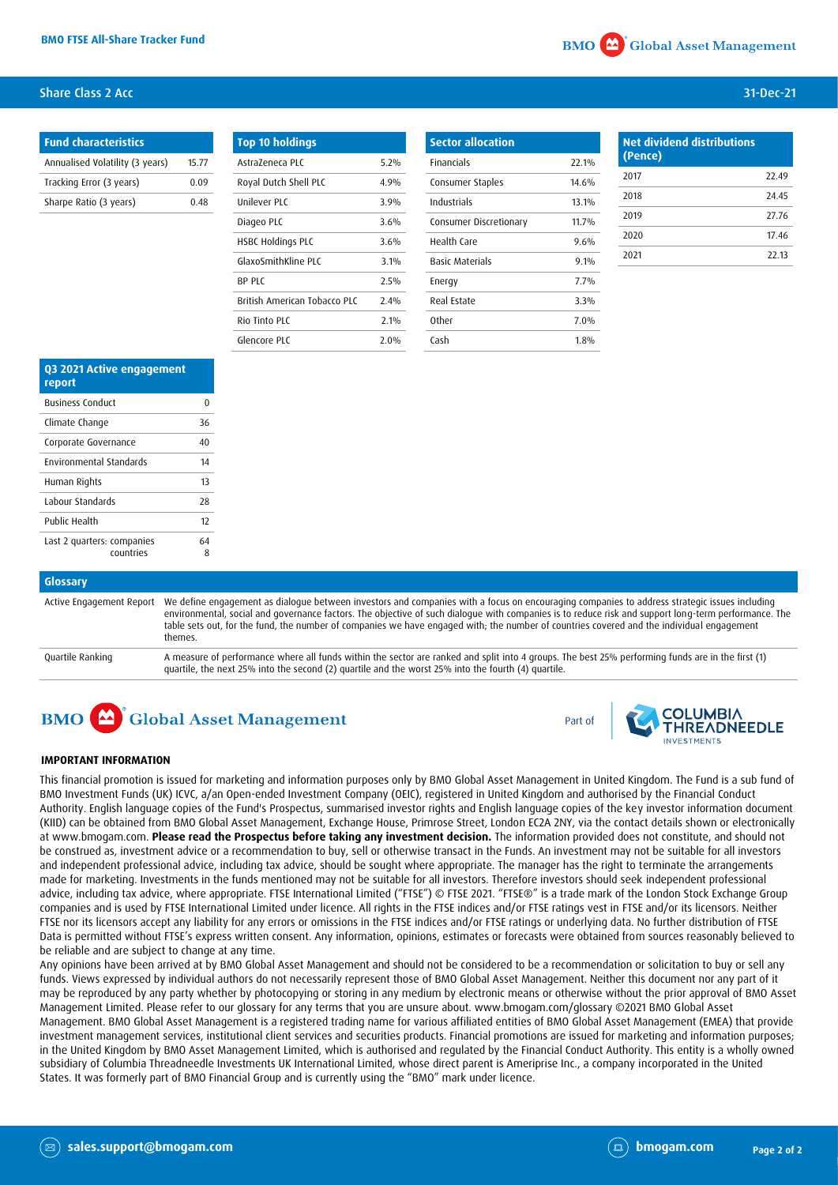Share Class 2 Acc | 31-Dec-21

| Fund characteristics | |
|---|---|
| Annualised Volatility (3 years) | 15.77 |
| Tracking Error (3 years) | 0.09 |
| Sharpe Ratio (3 years) | 0.48 |

| Top 10 holdings | |
|---|---|
| AstraZeneca PLC | 5.2% |
| Royal Dutch Shell PLC | 4.9% |
| Unilever PLC | 3.9% |
| Diageo PLC | 3.6% |
| HSBC Holdings PLC | 3.6% |
| GlaxoSmithKline PLC | 3.1% |
| BP PLC | 2.5% |
| British American Tobacco PLC | 2.4% |
| Rio Tinto PLC | 2.1% |
| Glencore PLC | 2.0% |

| Sector allocation | |
|---|---|
| Financials | 22.1% |
| Consumer Staples | 14.6% |
| Industrials | 13.1% |
| Consumer Discretionary | 11.7% |
| Health Care | 9.6% |
| Basic Materials | 9.1% |
| Energy | 7.7% |
| Real Estate | 3.3% |
| Other | 7.0% |
| Cash | 1.8% |

| Net dividend distributions (Pence) | |
|---|---|
| 2017 | 22.49 |
| 2018 | 24.45 |
| 2019 | 27.76 |
| 2020 | 17.46 |
| 2021 | 22.13 |

| Q3 2021 Active engagement report | |
|---|---|
| Business Conduct | 0 |
| Climate Change | 36 |
| Corporate Governance | 40 |
| Environmental Standards | 14 |
| Human Rights | 13 |
| Labour Standards | 28 |
| Public Health | 12 |
| Last 2 quarters: companies | 64 |
| countries | 8 |

## Glossary

| | |
|---|---|
| Active Engagement Report | We define engagement as dialogue between investors and companies with a focus on encouraging companies to address strategic issues including environmental, social and governance factors. The objective of such dialogue with companies is to reduce risk and support long-term performance. The table sets out, for the fund, the number of companies we have engaged with; the number of countries covered and the individual engagement themes. |
| Quartile Ranking | A measure of performance where all funds within the sector are ranked and split into 4 groups. The best 25% performing funds are in the first (1) quartile, the next 25% into the second (2) quartile and the worst 25% into the fourth (4) quartile. |

BMO Global Asset Management

Part of COLUMBIA THREADNEEDLE INVESTMENTS

### IMPORTANT INFORMATION

This financial promotion is issued for marketing and information purposes only by BMO Global Asset Management in United Kingdom. The Fund is a sub fund of BMO Investment Funds (UK) ICVC, a/an Open-ended Investment Company (OEIC), registered in United Kingdom and authorised by the Financial Conduct Authority. English language copies of the Fund's Prospectus, summarised investor rights and English language copies of the key investor information document (KIID) can be obtained from BMO Global Asset Management, Exchange House, Primrose Street, London EC2A 2NY, via the contact details shown or electronically at www.bmogam.com. **Please read the Prospectus before taking any investment decision.** The information provided does not constitute, and should not be construed as, investment advice or a recommendation to buy, sell or otherwise transact in the Funds. An investment may not be suitable for all investors and independent professional advice, including tax advice, should be sought where appropriate. The manager has the right to terminate the arrangements made for marketing. Investments in the funds mentioned may not be suitable for all investors. Therefore investors should seek independent professional advice, including tax advice, where appropriate. FTSE International Limited ("FTSE") © FTSE 2021. "FTSE®" is a trade mark of the London Stock Exchange Group companies and is used by FTSE International Limited under licence. All rights in the FTSE indices and/or FTSE ratings vest in FTSE and/or its licensors. Neither FTSE nor its licensors accept any liability for any errors or omissions in the FTSE indices and/or FTSE ratings or underlying data. No further distribution of FTSE Data is permitted without FTSE's express written consent. Any information, opinions, estimates or forecasts were obtained from sources reasonably believed to be reliable and are subject to change at any time.

Any opinions have been arrived at by BMO Global Asset Management and should not be considered to be a recommendation or solicitation to buy or sell any funds. Views expressed by individual authors do not necessarily represent those of BMO Global Asset Management. Neither this document nor any part of it may be reproduced by any party whether by photocopying or storing in any medium by electronic means or otherwise without the prior approval of BMO Asset Management Limited. Please refer to our glossary for any terms that you are unsure about. www.bmogam.com/glossary ©2021 BMO Global Asset Management. BMO Global Asset Management is a registered trading name for various affiliated entities of BMO Global Asset Management (EMEA) that provide investment management services, institutional client services and securities products. Financial promotions are issued for marketing and information purposes; in the United Kingdom by BMO Asset Management Limited, which is authorised and regulated by the Financial Conduct Authority. This entity is a wholly owned subsidiary of Columbia Threadneedle Investments UK International Limited, whose direct parent is Ameriprise Inc., a company incorporated in the United States. It was formerly part of BMO Financial Group and is currently using the "BMO" mark under licence.

sales.support@bmogam.com | bmogam.com